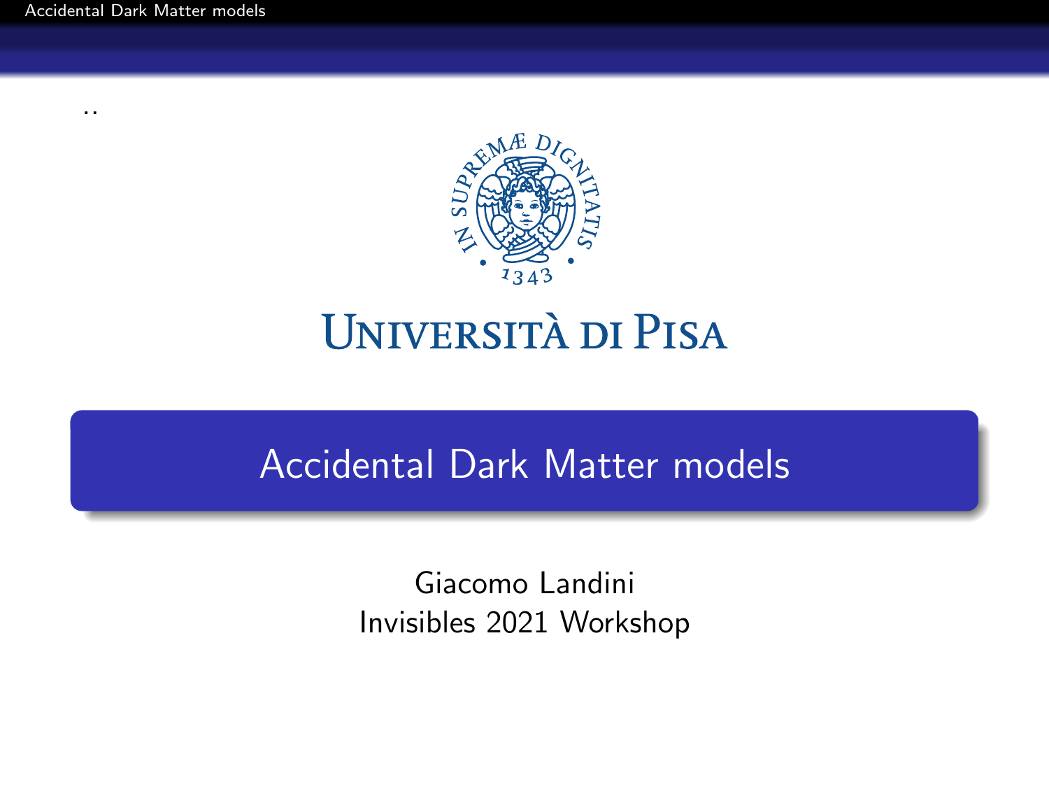Università di Pisa

# Accidental Dark Matter models

Giacomo Landini
Invisibles 2021 Workshop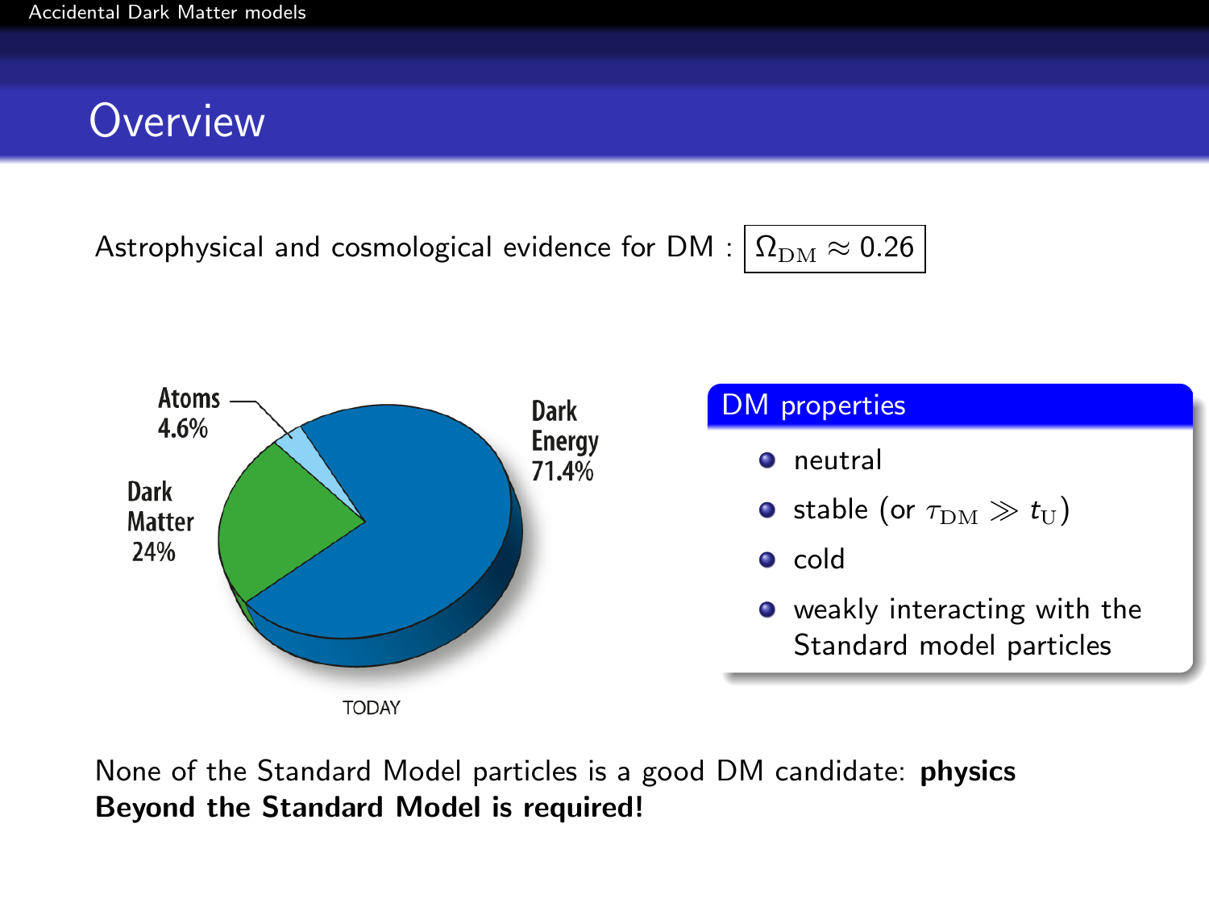# Overview

Astrophysical and cosmological evidence for DM : $\boxed{\Omega_{\rm DM} \approx 0.26}$

Atoms 4.6%

Dark Matter 24%

Dark Energy 71.4%

TODAY

## DM properties

- neutral
- stable (or $\tau_{\rm DM} \gg t_{\rm U}$)
- cold
- weakly interacting with the Standard model particles

None of the Standard Model particles is a good DM candidate: **physics Beyond the Standard Model is required!**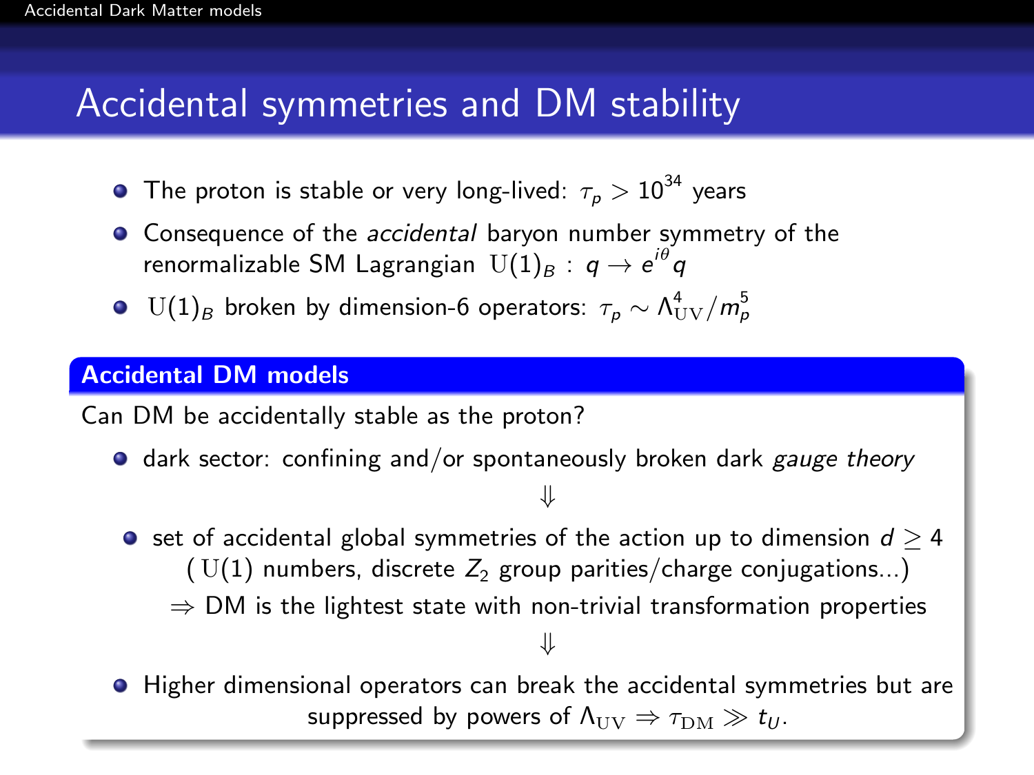# Accidental symmetries and DM stability

- The proton is stable or very long-lived: $\tau_p > 10^{34}$ years
- Consequence of the *accidental* baryon number symmetry of the renormalizable SM Lagrangian $\mathrm{U}(1)_B : q \to e^{i\theta} q$
- $\mathrm{U}(1)_B$ broken by dimension-6 operators: $\tau_p \sim \Lambda_{\mathrm{UV}}^4 / m_p^5$

## Accidental DM models

Can DM be accidentally stable as the proton?

- dark sector: confining and/or spontaneously broken dark *gauge theory*

$$\Downarrow$$

- set of accidental global symmetries of the action up to dimension $d \geq 4$ ( $\mathrm{U}(1)$ numbers, discrete $Z_2$ group parities/charge conjugations...)

  $\Rightarrow$ DM is the lightest state with non-trivial transformation properties

$$\Downarrow$$

- Higher dimensional operators can break the accidental symmetries but are suppressed by powers of $\Lambda_{\mathrm{UV}} \Rightarrow \tau_{\mathrm{DM}} \gg t_U$.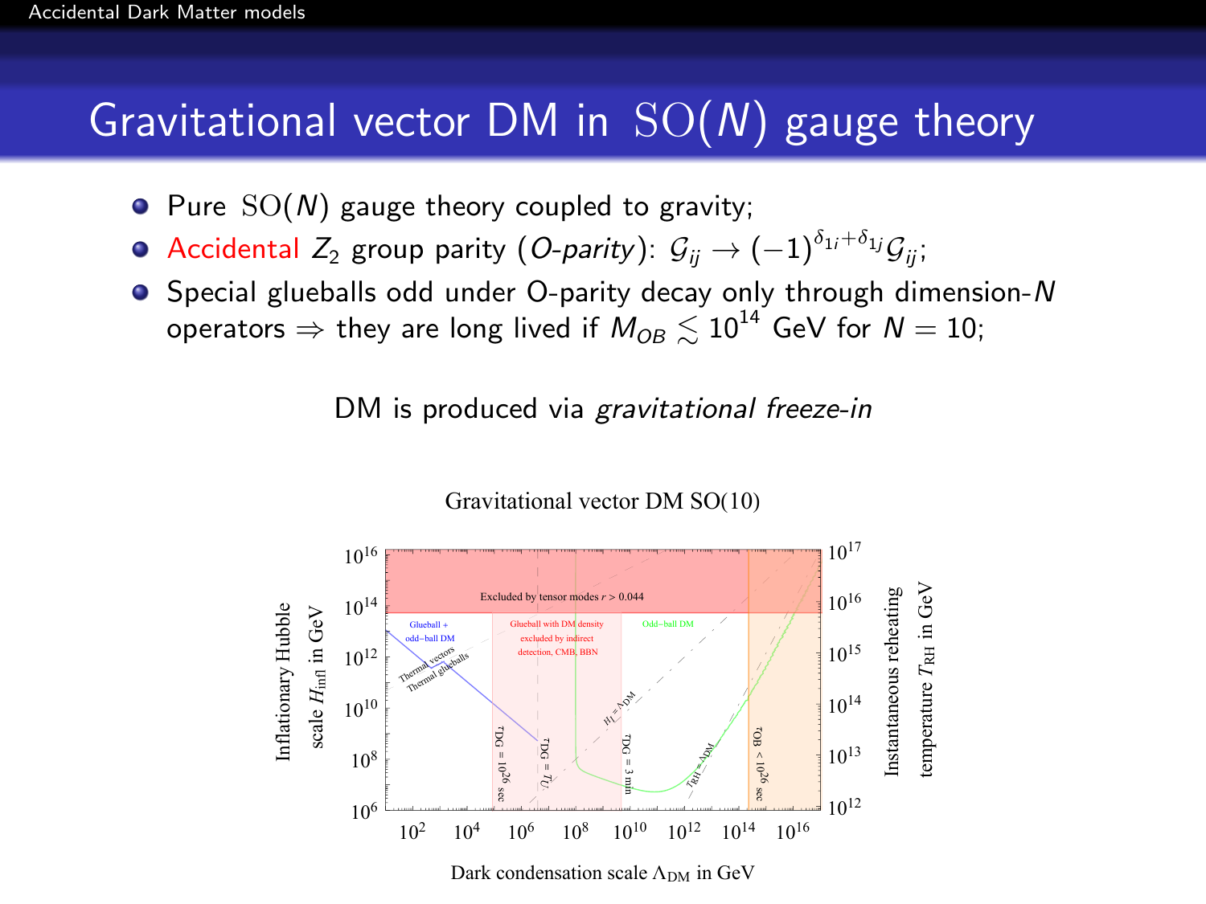# Gravitational vector DM in $\mathrm{SO}(N)$ gauge theory

- Pure $\mathrm{SO}(N)$ gauge theory coupled to gravity;
- Accidental $Z_2$ group parity (*O-parity*): $\mathcal{G}_{ij} \to (-1)^{\delta_{1i}+\delta_{1j}}\mathcal{G}_{ij}$;
- Special glueballs odd under O-parity decay only through dimension-$N$ operators $\Rightarrow$ they are long lived if $M_{OB} \lesssim 10^{14}$ GeV for $N = 10$;

DM is produced via *gravitational freeze-in*

Gravitational vector DM SO(10)

Excluded by tensor modes $r > 0.044$

Glueball + odd−ball DM

Glueball with DM density excluded by indirect detection, CMB, BBN

Odd−ball DM

Thermal vectors

Thermal glueballs

$H_I = \Lambda_{\rm DM}$

$T_{\rm RH} = \Lambda_{\rm DM}$

$\tau_{\rm DG} = 10^{26}$ sec

$\tau_{\rm DG} = T_U$

$\tau_{\rm DG} = 3$ min

$\tau_{\rm OB} < 10^{26}$ sec

Inflationary Hubble scale $H_{\rm infl}$ in GeV

Instantaneous reheating temperature $T_{\rm RH}$ in GeV

Dark condensation scale $\Lambda_{\rm DM}$ in GeV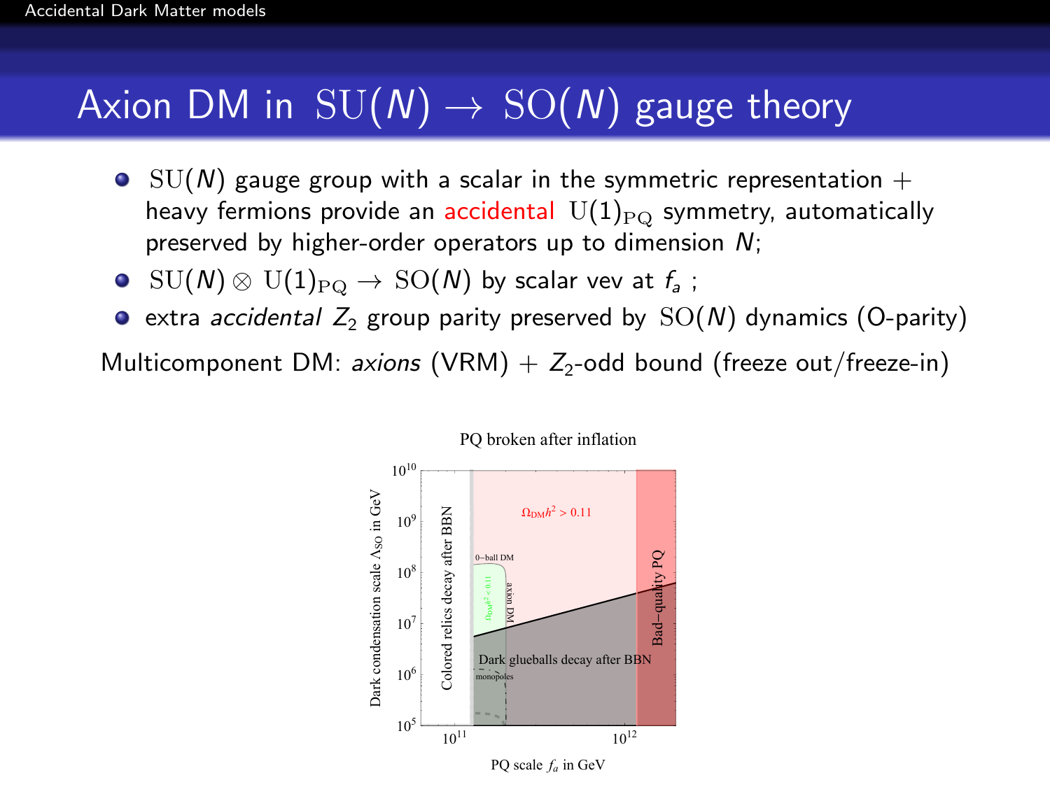# Axion DM in $\mathrm{SU}(N) \to \mathrm{SO}(N)$ gauge theory

- $\mathrm{SU}(N)$ gauge group with a scalar in the symmetric representation + heavy fermions provide an accidental $\mathrm{U}(1)_{\mathrm{PQ}}$ symmetry, automatically preserved by higher-order operators up to dimension $N$;
- $\mathrm{SU}(N) \otimes \mathrm{U}(1)_{\mathrm{PQ}} \to \mathrm{SO}(N)$ by scalar vev at $f_a$ ;
- extra *accidental* $Z_2$ group parity preserved by $\mathrm{SO}(N)$ dynamics (O-parity)

Multicomponent DM: *axions* (VRM) + $Z_2$-odd bound (freeze out/freeze-in)

PQ broken after inflation

Dark condensation scale $\Lambda_{\mathrm{SO}}$ in GeV

PQ scale $f_a$ in GeV

$\Omega_{\mathrm{DM}}h^2 > 0.11$

O−ball DM

$\Omega_{\mathrm{DM}}h^2 < 0.11$

axion DM

Colored relics decay after BBN

Dark glueballs decay after BBN

monopoles

Bad−quality PQ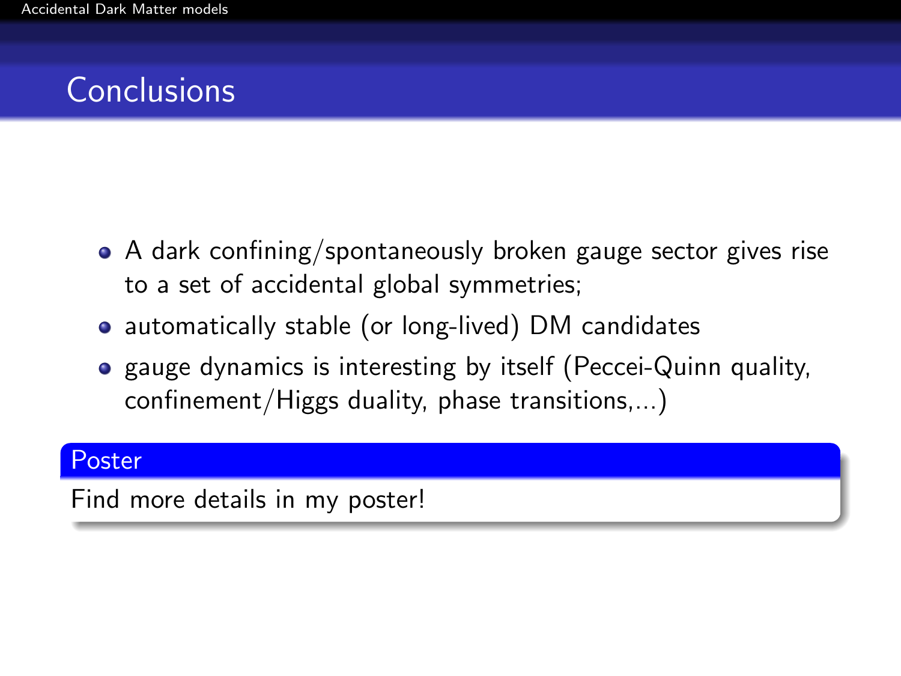# Conclusions

- A dark confining/spontaneously broken gauge sector gives rise to a set of accidental global symmetries;
- automatically stable (or long-lived) DM candidates
- gauge dynamics is interesting by itself (Peccei-Quinn quality, confinement/Higgs duality, phase transitions,...)

**Poster**

Find more details in my poster!